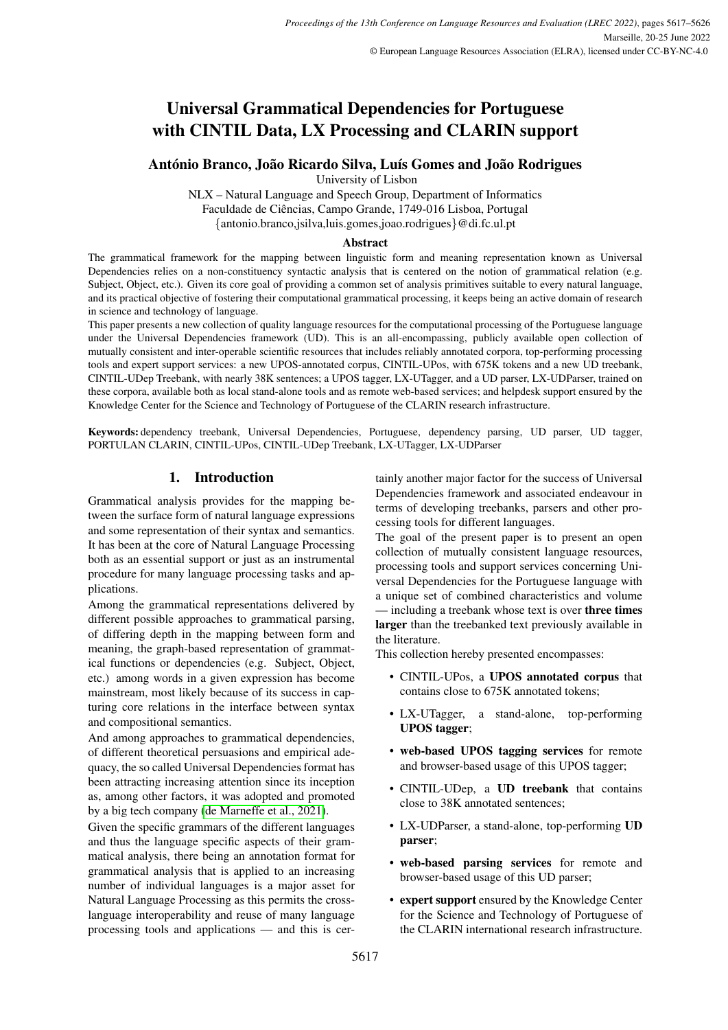# Universal Grammatical Dependencies for Portuguese with CINTIL Data, LX Processing and CLARIN support

**António Branco, João Ricardo Silva, Luís Gomes and João Rodrigues**

University of Lisbon
NLX – Natural Language and Speech Group, Department of Informatics
Faculdade de Ciências, Campo Grande, 1749-016 Lisboa, Portugal
{antonio.branco,jsilva,luis.gomes,joao.rodrigues}@di.fc.ul.pt

## Abstract

The grammatical framework for the mapping between linguistic form and meaning representation known as Universal Dependencies relies on a non-constituency syntactic analysis that is centered on the notion of grammatical relation (e.g. Subject, Object, etc.). Given its core goal of providing a common set of analysis primitives suitable to every natural language, and its practical objective of fostering their computational grammatical processing, it keeps being an active domain of research in science and technology of language.

This paper presents a new collection of quality language resources for the computational processing of the Portuguese language under the Universal Dependencies framework (UD). This is an all-encompassing, publicly available open collection of mutually consistent and inter-operable scientific resources that includes reliably annotated corpora, top-performing processing tools and expert support services: a new UPOS-annotated corpus, CINTIL-UPos, with 675K tokens and a new UD treebank, CINTIL-UDep Treebank, with nearly 38K sentences; a UPOS tagger, LX-UTagger, and a UD parser, LX-UDParser, trained on these corpora, available both as local stand-alone tools and as remote web-based services; and helpdesk support ensured by the Knowledge Center for the Science and Technology of Portuguese of the CLARIN research infrastructure.

**Keywords:** dependency treebank, Universal Dependencies, Portuguese, dependency parsing, UD parser, UD tagger, PORTULAN CLARIN, CINTIL-UPos, CINTIL-UDep Treebank, LX-UTagger, LX-UDParser

## 1. Introduction

Grammatical analysis provides for the mapping between the surface form of natural language expressions and some representation of their syntax and semantics. It has been at the core of Natural Language Processing both as an essential support or just as an instrumental procedure for many language processing tasks and applications.

Among the grammatical representations delivered by different possible approaches to grammatical parsing, of differing depth in the mapping between form and meaning, the graph-based representation of grammatical functions or dependencies (e.g. Subject, Object, etc.) among words in a given expression has become mainstream, most likely because of its success in capturing core relations in the interface between syntax and compositional semantics.

And among approaches to grammatical dependencies, of different theoretical persuasions and empirical adequacy, the so called Universal Dependencies format has been attracting increasing attention since its inception as, among other factors, it was adopted and promoted by a big tech company (de Marneffe et al., 2021).

Given the specific grammars of the different languages and thus the language specific aspects of their grammatical analysis, there being an annotation format for grammatical analysis that is applied to an increasing number of individual languages is a major asset for Natural Language Processing as this permits the cross-language interoperability and reuse of many language processing tools and applications — and this is certainly another major factor for the success of Universal Dependencies framework and associated endeavour in terms of developing treebanks, parsers and other processing tools for different languages.

The goal of the present paper is to present an open collection of mutually consistent language resources, processing tools and support services concerning Universal Dependencies for the Portuguese language with a unique set of combined characteristics and volume — including a treebank whose text is over **three times larger** than the treebanked text previously available in the literature.

This collection hereby presented encompasses:

- CINTIL-UPos, a **UPOS annotated corpus** that contains close to 675K annotated tokens;
- LX-UTagger, a stand-alone, top-performing **UPOS tagger**;
- **web-based UPOS tagging services** for remote and browser-based usage of this UPOS tagger;
- CINTIL-UDep, a **UD treebank** that contains close to 38K annotated sentences;
- LX-UDParser, a stand-alone, top-performing **UD parser**;
- **web-based parsing services** for remote and browser-based usage of this UD parser;
- **expert support** ensured by the Knowledge Center for the Science and Technology of Portuguese of the CLARIN international research infrastructure.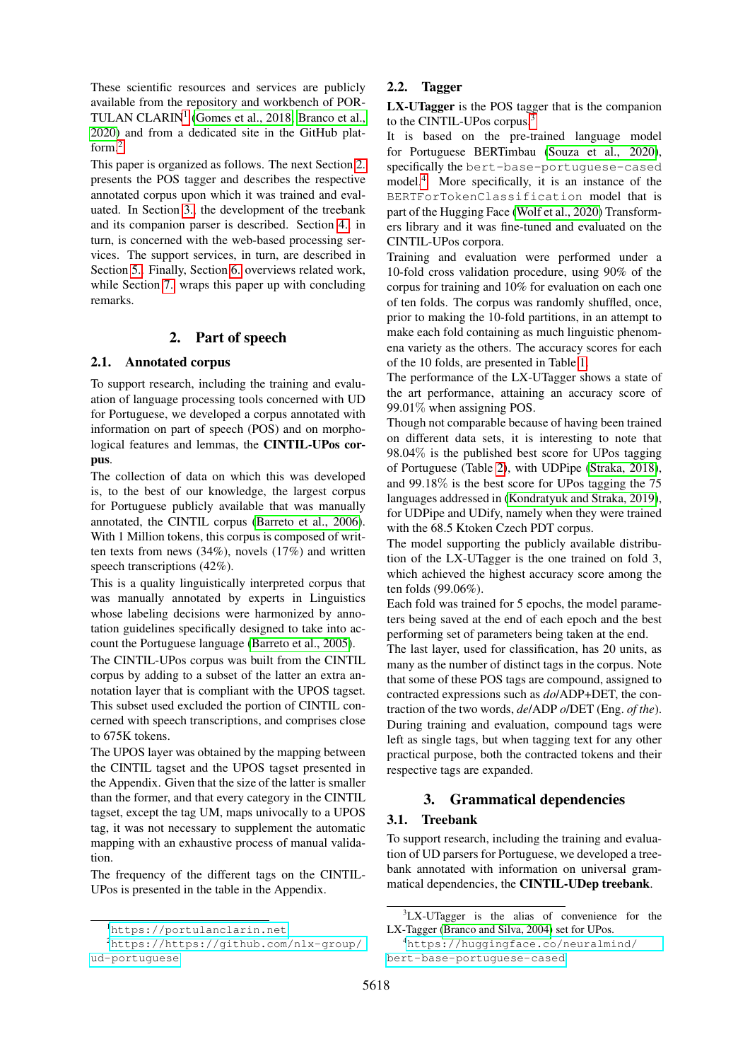These scientific resources and services are publicly available from the repository and workbench of PORTULAN CLARIN[1] (Gomes et al., 2018; Branco et al., 2020) and from a dedicated site in the GitHub platform.[2]

This paper is organized as follows. The next Section 2. presents the POS tagger and describes the respective annotated corpus upon which it was trained and evaluated. In Section 3., the development of the treebank and its companion parser is described. Section 4., in turn, is concerned with the web-based processing services. The support services, in turn, are described in Section 5.. Finally, Section 6. overviews related work, while Section 7. wraps this paper up with concluding remarks.

## 2. Part of speech

### 2.1. Annotated corpus

To support research, including the training and evaluation of language processing tools concerned with UD for Portuguese, we developed a corpus annotated with information on part of speech (POS) and on morphological features and lemmas, the **CINTIL-UPos corpus**.

The collection of data on which this was developed is, to the best of our knowledge, the largest corpus for Portuguese publicly available that was manually annotated, the CINTIL corpus (Barreto et al., 2006). With 1 Million tokens, this corpus is composed of written texts from news (34%), novels (17%) and written speech transcriptions (42%).

This is a quality linguistically interpreted corpus that was manually annotated by experts in Linguistics whose labeling decisions were harmonized by annotation guidelines specifically designed to take into account the Portuguese language (Barreto et al., 2005).

The CINTIL-UPos corpus was built from the CINTIL corpus by adding to a subset of the latter an extra annotation layer that is compliant with the UPOS tagset. This subset used excluded the portion of CINTIL concerned with speech transcriptions, and comprises close to 675K tokens.

The UPOS layer was obtained by the mapping between the CINTIL tagset and the UPOS tagset presented in the Appendix. Given that the size of the latter is smaller than the former, and that every category in the CINTIL tagset, except the tag UM, maps univocally to a UPOS tag, it was not necessary to supplement the automatic mapping with an exhaustive process of manual validation.

The frequency of the different tags on the CINTIL-UPos is presented in the table in the Appendix.

### 2.2. Tagger

**LX-UTagger** is the POS tagger that is the companion to the CINTIL-UPos corpus.[3]

It is based on the pre-trained language model for Portuguese BERTimbau (Souza et al., 2020), specifically the `bert-base-portuguese-cased` model.[4] More specifically, it is an instance of the `BERTForTokenClassification` model that is part of the Hugging Face (Wolf et al., 2020) Transformers library and it was fine-tuned and evaluated on the CINTIL-UPos corpora.

Training and evaluation were performed under a 10-fold cross validation procedure, using 90% of the corpus for training and 10% for evaluation on each one of ten folds. The corpus was randomly shuffled, once, prior to making the 10-fold partitions, in an attempt to make each fold containing as much linguistic phenomena variety as the others. The accuracy scores for each of the 10 folds, are presented in Table 1.

The performance of the LX-UTagger shows a state of the art performance, attaining an accuracy score of 99.01% when assigning POS.

Though not comparable because of having been trained on different data sets, it is interesting to note that 98.04% is the published best score for UPos tagging of Portuguese (Table 2), with UDPipe (Straka, 2018), and 99.18% is the best score for UPos tagging the 75 languages addressed in (Kondratyuk and Straka, 2019), for UDPipe and UDify, namely when they were trained with the 68.5 Ktoken Czech PDT corpus.

The model supporting the publicly available distribution of the LX-UTagger is the one trained on fold 3, which achieved the highest accuracy score among the ten folds (99.06%).

Each fold was trained for 5 epochs, the model parameters being saved at the end of each epoch and the best performing set of parameters being taken at the end.

The last layer, used for classification, has 20 units, as many as the number of distinct tags in the corpus. Note that some of these POS tags are compound, assigned to contracted expressions such as *do*/ADP+DET, the contraction of the two words, *de*/ADP *o*/DET (Eng. *of the*). During training and evaluation, compound tags were left as single tags, but when tagging text for any other practical purpose, both the contracted tokens and their respective tags are expanded.

## 3. Grammatical dependencies

### 3.1. Treebank

To support research, including the training and evaluation of UD parsers for Portuguese, we developed a treebank annotated with information on universal grammatical dependencies, the **CINTIL-UDep treebank**.

---

[1] `https://portulanclarin.net`

[2] `https://https://github.com/nlx-group/ud-portuguese`

[3] LX-UTagger is the alias of convenience for the LX-Tagger (Branco and Silva, 2004) set for UPos.

[4] `https://huggingface.co/neuralmind/bert-base-portuguese-cased`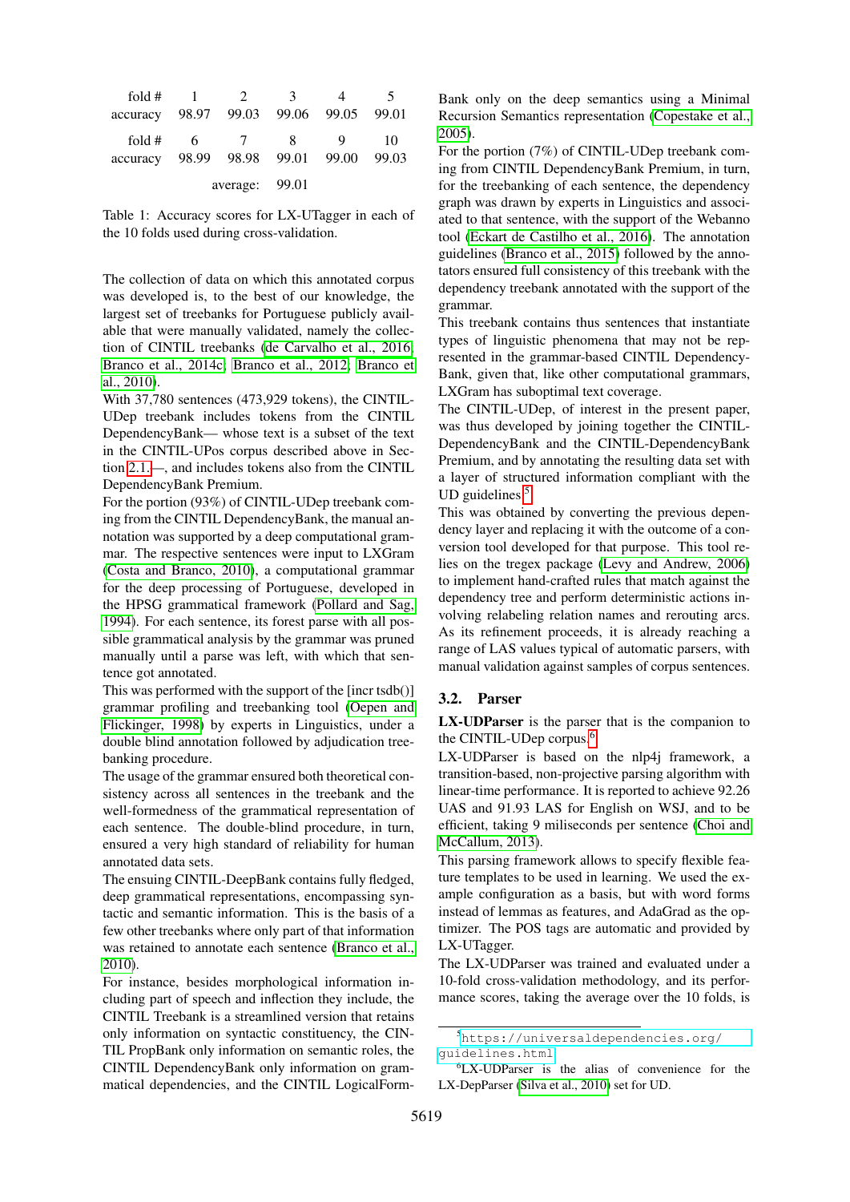| fold # | 1 | 2 | 3 | 4 | 5 |
|---|---|---|---|---|---|
| accuracy | 98.97 | 99.03 | 99.06 | 99.05 | 99.01 |
| fold # | 6 | 7 | 8 | 9 | 10 |
| accuracy | 98.99 | 98.98 | 99.01 | 99.00 | 99.03 |
| | | average: | 99.01 | | |

Table 1: Accuracy scores for LX-UTagger in each of the 10 folds used during cross-validation.

The collection of data on which this annotated corpus was developed is, to the best of our knowledge, the largest set of treebanks for Portuguese publicly available that were manually validated, namely the collection of CINTIL treebanks (de Carvalho et al., 2016; Branco et al., 2014c; Branco et al., 2012; Branco et al., 2010).

With 37,780 sentences (473,929 tokens), the CINTIL-UDep treebank includes tokens from the CINTIL DependencyBank— whose text is a subset of the text in the CINTIL-UPos corpus described above in Section 2.1.—, and includes tokens also from the CINTIL DependencyBank Premium.

For the portion (93%) of CINTIL-UDep treebank coming from the CINTIL DependencyBank, the manual annotation was supported by a deep computational grammar. The respective sentences were input to LXGram (Costa and Branco, 2010), a computational grammar for the deep processing of Portuguese, developed in the HPSG grammatical framework (Pollard and Sag, 1994). For each sentence, its forest parse with all possible grammatical analysis by the grammar was pruned manually until a parse was left, with which that sentence got annotated.

This was performed with the support of the [incr tsdb()] grammar profiling and treebanking tool (Oepen and Flickinger, 1998) by experts in Linguistics, under a double blind annotation followed by adjudication treebanking procedure.

The usage of the grammar ensured both theoretical consistency across all sentences in the treebank and the well-formedness of the grammatical representation of each sentence. The double-blind procedure, in turn, ensured a very high standard of reliability for human annotated data sets.

The ensuing CINTIL-DeepBank contains fully fledged, deep grammatical representations, encompassing syntactic and semantic information. This is the basis of a few other treebanks where only part of that information was retained to annotate each sentence (Branco et al., 2010).

For instance, besides morphological information including part of speech and inflection they include, the CINTIL Treebank is a streamlined version that retains only information on syntactic constituency, the CINTIL PropBank only information on semantic roles, the CINTIL DependencyBank only information on grammatical dependencies, and the CINTIL LogicalFormBank only on the deep semantics using a Minimal Recursion Semantics representation (Copestake et al., 2005).

For the portion (7%) of CINTIL-UDep treebank coming from CINTIL DependencyBank Premium, in turn, for the treebanking of each sentence, the dependency graph was drawn by experts in Linguistics and associated to that sentence, with the support of the Webanno tool (Eckart de Castilho et al., 2016). The annotation guidelines (Branco et al., 2015) followed by the annotators ensured full consistency of this treebank with the dependency treebank annotated with the support of the grammar.

This treebank contains thus sentences that instantiate types of linguistic phenomena that may not be represented in the grammar-based CINTIL DependencyBank, given that, like other computational grammars, LXGram has suboptimal text coverage.

The CINTIL-UDep, of interest in the present paper, was thus developed by joining together the CINTIL-DependencyBank and the CINTIL-DependencyBank Premium, and by annotating the resulting data set with a layer of structured information compliant with the UD guidelines.[5]

This was obtained by converting the previous dependency layer and replacing it with the outcome of a conversion tool developed for that purpose. This tool relies on the tregex package (Levy and Andrew, 2006) to implement hand-crafted rules that match against the dependency tree and perform deterministic actions involving relabeling relation names and rerouting arcs. As its refinement proceeds, it is already reaching a range of LAS values typical of automatic parsers, with manual validation against samples of corpus sentences.

### 3.2. Parser

**LX-UDParser** is the parser that is the companion to the CINTIL-UDep corpus.[6]

LX-UDParser is based on the nlp4j framework, a transition-based, non-projective parsing algorithm with linear-time performance. It is reported to achieve 92.26 UAS and 91.93 LAS for English on WSJ, and to be efficient, taking 9 miliseconds per sentence (Choi and McCallum, 2013).

This parsing framework allows to specify flexible feature templates to be used in learning. We used the example configuration as a basis, but with word forms instead of lemmas as features, and AdaGrad as the optimizer. The POS tags are automatic and provided by LX-UTagger.

The LX-UDParser was trained and evaluated under a 10-fold cross-validation methodology, and its performance scores, taking the average over the 10 folds, is

[5] https://universaldependencies.org/guidelines.html

[6] LX-UDParser is the alias of convenience for the LX-DepParser (Silva et al., 2010) set for UD.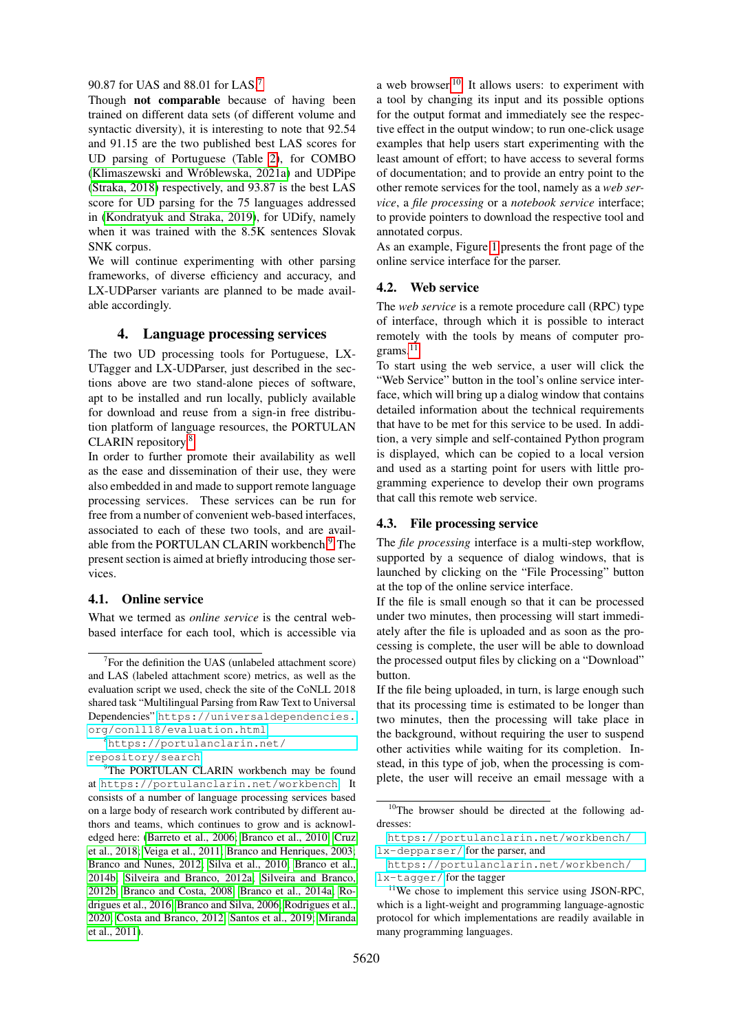90.87 for UAS and 88.01 for LAS.[7]

Though **not comparable** because of having been trained on different data sets (of different volume and syntactic diversity), it is interesting to note that 92.54 and 91.15 are the two published best LAS scores for UD parsing of Portuguese (Table 2), for COMBO (Klimaszewski and Wróblewska, 2021a) and UDPipe (Straka, 2018) respectively, and 93.87 is the best LAS score for UD parsing for the 75 languages addressed in (Kondratyuk and Straka, 2019), for UDify, namely when it was trained with the 8.5K sentences Slovak SNK corpus.

We will continue experimenting with other parsing frameworks, of diverse efficiency and accuracy, and LX-UDParser variants are planned to be made available accordingly.

## 4. Language processing services

The two UD processing tools for Portuguese, LX-UTagger and LX-UDParser, just described in the sections above are two stand-alone pieces of software, apt to be installed and run locally, publicly available for download and reuse from a sign-in free distribution platform of language resources, the PORTULAN CLARIN repository.[8]

In order to further promote their availability as well as the ease and dissemination of their use, they were also embedded in and made to support remote language processing services. These services can be run for free from a number of convenient web-based interfaces, associated to each of these two tools, and are available from the PORTULAN CLARIN workbench.[9] The present section is aimed at briefly introducing those services.

### 4.1. Online service

What we termed as *online service* is the central web-based interface for each tool, which is accessible via a web browser.[10] It allows users: to experiment with a tool by changing its input and its possible options for the output format and immediately see the respective effect in the output window; to run one-click usage examples that help users start experimenting with the least amount of effort; to have access to several forms of documentation; and to provide an entry point to the other remote services for the tool, namely as a *web service*, a *file processing* or a *notebook service* interface; to provide pointers to download the respective tool and annotated corpus.

As an example, Figure 1 presents the front page of the online service interface for the parser.

### 4.2. Web service

The *web service* is a remote procedure call (RPC) type of interface, through which it is possible to interact remotely with the tools by means of computer programs.[11]

To start using the web service, a user will click the "Web Service" button in the tool's online service interface, which will bring up a dialog window that contains detailed information about the technical requirements that have to be met for this service to be used. In addition, a very simple and self-contained Python program is displayed, which can be copied to a local version and used as a starting point for users with little programming experience to develop their own programs that call this remote web service.

### 4.3. File processing service

The *file processing* interface is a multi-step workflow, supported by a sequence of dialog windows, that is launched by clicking on the "File Processing" button at the top of the online service interface.

If the file is small enough so that it can be processed under two minutes, then processing will start immediately after the file is uploaded and as soon as the processing is complete, the user will be able to download the processed output files by clicking on a "Download" button.

If the file being uploaded, in turn, is large enough such that its processing time is estimated to be longer than two minutes, then the processing will take place in the background, without requiring the user to suspend other activities while waiting for its completion. Instead, in this type of job, when the processing is complete, the user will receive an email message with a

---

[7] For the definition the UAS (unlabeled attachment score) and LAS (labeled attachment score) metrics, as well as the evaluation script we used, check the site of the CoNLL 2018 shared task "Multilingual Parsing from Raw Text to Universal Dependencies" https://universaldependencies.org/conll18/evaluation.html

[8] https://portulanclarin.net/repository/search

[9] The PORTULAN CLARIN workbench may be found at https://portulanclarin.net/workbench. It consists of a number of language processing services based on a large body of research work contributed by different authors and teams, which continues to grow and is acknowledged here: (Barreto et al., 2006; Branco et al., 2010; Cruz et al., 2018; Veiga et al., 2011; Branco and Henriques, 2003; Branco and Nunes, 2012; Silva et al., 2010; Branco et al., 2014b; Silveira and Branco, 2012a; Silveira and Branco, 2012b; Branco and Costa, 2008; Branco et al., 2014a; Rodrigues et al., 2016; Branco and Silva, 2006; Rodrigues et al., 2020; Costa and Branco, 2012; Santos et al., 2019; Miranda et al., 2011).

[10] The browser should be directed at the following addresses: https://portulanclarin.net/workbench/lx-depparser/ for the parser, and https://portulanclarin.net/workbench/lx-tagger/ for the tagger

[11] We chose to implement this service using JSON-RPC, which is a light-weight and programming language-agnostic protocol for which implementations are readily available in many programming languages.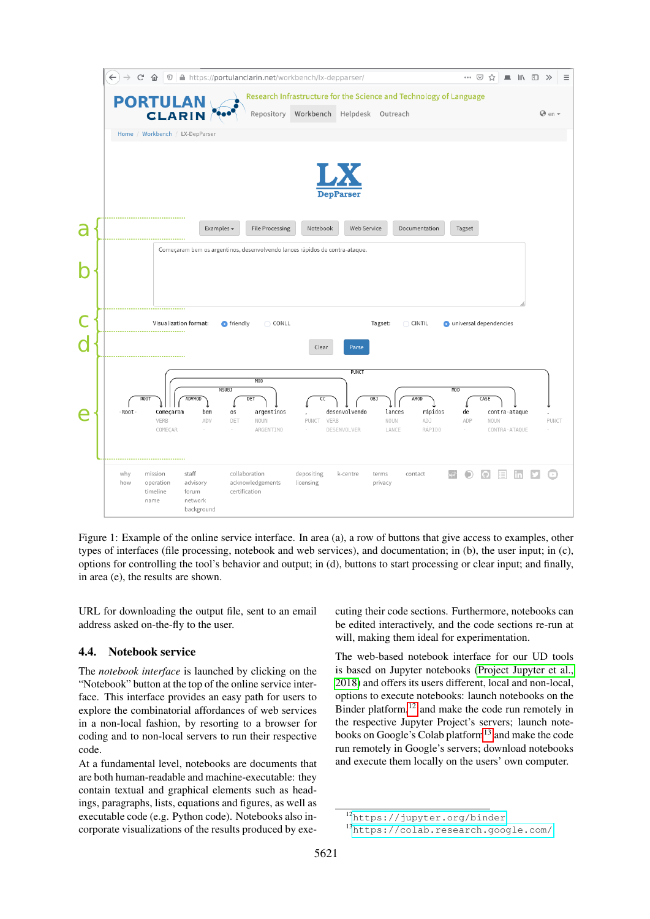Figure 1: Example of the online service interface. In area (a), a row of buttons that give access to examples, other types of interfaces (file processing, notebook and web services), and documentation; in (b), the user input; in (c), options for controlling the tool's behavior and output; in (d), buttons to start processing or clear input; and finally, in area (e), the results are shown.

URL for downloading the output file, sent to an email address asked on-the-fly to the user.

## 4.4. Notebook service

The *notebook interface* is launched by clicking on the "Notebook" button at the top of the online service interface. This interface provides an easy path for users to explore the combinatorial affordances of web services in a non-local fashion, by resorting to a browser for coding and to non-local servers to run their respective code.

At a fundamental level, notebooks are documents that are both human-readable and machine-executable: they contain textual and graphical elements such as headings, paragraphs, lists, equations and figures, as well as executable code (e.g. Python code). Notebooks also incorporate visualizations of the results produced by executing their code sections. Furthermore, notebooks can be edited interactively, and the code sections re-run at will, making them ideal for experimentation.

The web-based notebook interface for our UD tools is based on Jupyter notebooks (Project Jupyter et al., 2018) and offers its users different, local and non-local, options to execute notebooks: launch notebooks on the Binder platform[12] and make the code run remotely in the respective Jupyter Project's servers; launch notebooks on Google's Colab platform[13] and make the code run remotely in Google's servers; download notebooks and execute them locally on the users' own computer.

[12] https://jupyter.org/binder

[13] https://colab.research.google.com/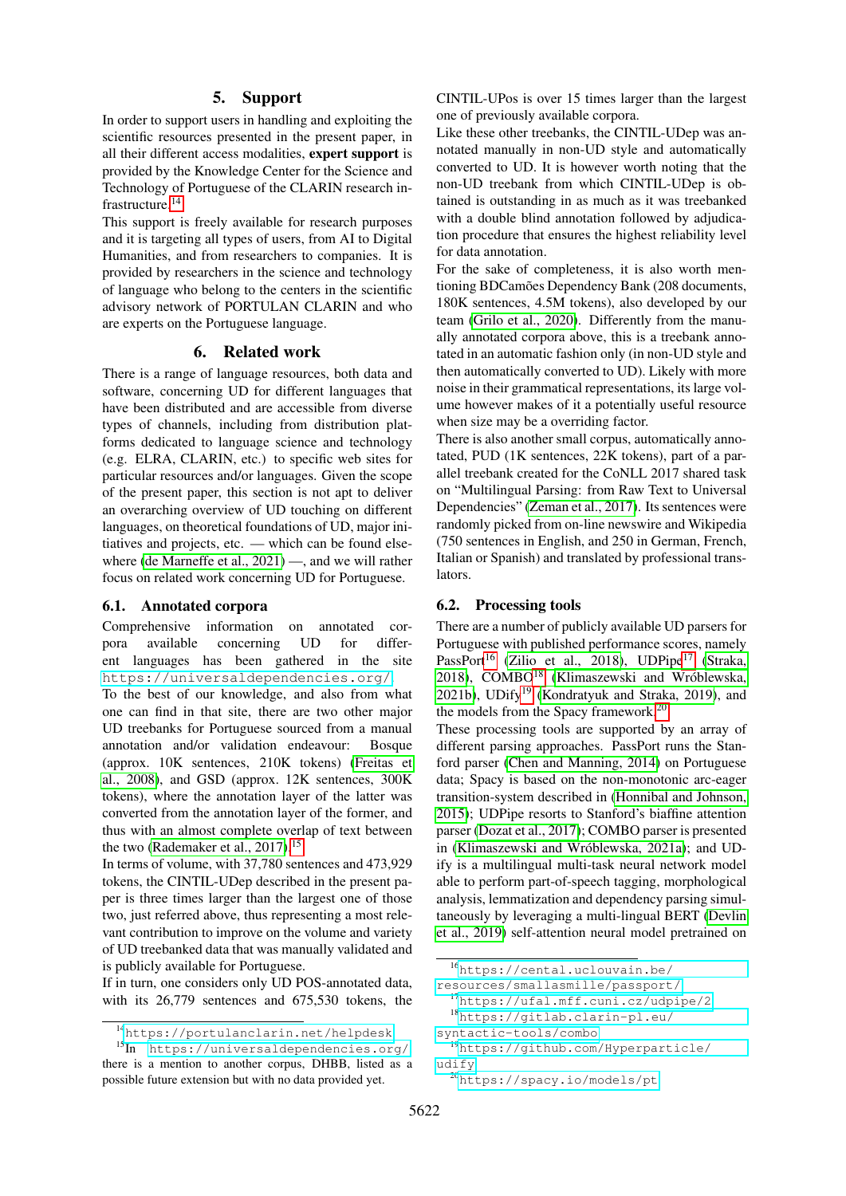## 5. Support

In order to support users in handling and exploiting the scientific resources presented in the present paper, in all their different access modalities, **expert support** is provided by the Knowledge Center for the Science and Technology of Portuguese of the CLARIN research infrastructure.[14]

This support is freely available for research purposes and it is targeting all types of users, from AI to Digital Humanities, and from researchers to companies. It is provided by researchers in the science and technology of language who belong to the centers in the scientific advisory network of PORTULAN CLARIN and who are experts on the Portuguese language.

## 6. Related work

There is a range of language resources, both data and software, concerning UD for different languages that have been distributed and are accessible from diverse types of channels, including from distribution platforms dedicated to language science and technology (e.g. ELRA, CLARIN, etc.) to specific web sites for particular resources and/or languages. Given the scope of the present paper, this section is not apt to deliver an overarching overview of UD touching on different languages, on theoretical foundations of UD, major initiatives and projects, etc. — which can be found elsewhere (de Marneffe et al., 2021) —, and we will rather focus on related work concerning UD for Portuguese.

### 6.1. Annotated corpora

Comprehensive information on annotated corpora available concerning UD for different languages has been gathered in the site https://universaldependencies.org/

To the best of our knowledge, and also from what one can find in that site, there are two other major UD treebanks for Portuguese sourced from a manual annotation and/or validation endeavour: Bosque (approx. 10K sentences, 210K tokens) (Freitas et al., 2008), and GSD (approx. 12K sentences, 300K tokens), where the annotation layer of the latter was converted from the annotation layer of the former, and thus with an almost complete overlap of text between the two (Rademaker et al., 2017).[15]

In terms of volume, with 37,780 sentences and 473,929 tokens, the CINTIL-UDep described in the present paper is three times larger than the largest one of those two, just referred above, thus representing a most relevant contribution to improve on the volume and variety of UD treebanked data that was manually validated and is publicly available for Portuguese.

If in turn, one considers only UD POS-annotated data, with its 26,779 sentences and 675,530 tokens, the CINTIL-UPos is over 15 times larger than the largest one of previously available corpora.

Like these other treebanks, the CINTIL-UDep was annotated manually in non-UD style and automatically converted to UD. It is however worth noting that the non-UD treebank from which CINTIL-UDep is obtained is outstanding in as much as it was treebanked with a double blind annotation followed by adjudication procedure that ensures the highest reliability level for data annotation.

For the sake of completeness, it is also worth mentioning BDCamões Dependency Bank (208 documents, 180K sentences, 4.5M tokens), also developed by our team (Grilo et al., 2020). Differently from the manually annotated corpora above, this is a treebank annotated in an automatic fashion only (in non-UD style and then automatically converted to UD). Likely with more noise in their grammatical representations, its large volume however makes of it a potentially useful resource when size may be a overriding factor.

There is also another small corpus, automatically annotated, PUD (1K sentences, 22K tokens), part of a parallel treebank created for the CoNLL 2017 shared task on "Multilingual Parsing: from Raw Text to Universal Dependencies" (Zeman et al., 2017). Its sentences were randomly picked from on-line newswire and Wikipedia (750 sentences in English, and 250 in German, French, Italian or Spanish) and translated by professional translators.

### 6.2. Processing tools

There are a number of publicly available UD parsers for Portuguese with published performance scores, namely PassPort[16] (Zilio et al., 2018), UDPipe[17] (Straka, 2018), COMBO[18] (Klimaszewski and Wróblewska, 2021b), UDify[19] (Kondratyuk and Straka, 2019), and the models from the Spacy framework.[20]

These processing tools are supported by an array of different parsing approaches. PassPort runs the Stanford parser (Chen and Manning, 2014) on Portuguese data; Spacy is based on the non-monotonic arc-eager transition-system described in (Honnibal and Johnson, 2015); UDPipe resorts to Stanford's biaffine attention parser (Dozat et al., 2017); COMBO parser is presented in (Klimaszewski and Wróblewska, 2021a); and UDify is a multilingual multi-task neural network model able to perform part-of-speech tagging, morphological analysis, lemmatization and dependency parsing simultaneously by leveraging a multi-lingual BERT (Devlin et al., 2019) self-attention neural model pretrained on

---

[14] https://portulanclarin.net/helpdesk

[15] In https://universaldependencies.org/ there is a mention to another corpus, DHBB, listed as a possible future extension but with no data provided yet.

[16] https://cental.uclouvain.be/resources/smallasmille/passport/

[17] https://ufal.mff.cuni.cz/udpipe/2

[18] https://gitlab.clarin-pl.eu/syntactic-tools/combo

[19] https://github.com/Hyperparticle/udify

[20] https://spacy.io/models/pt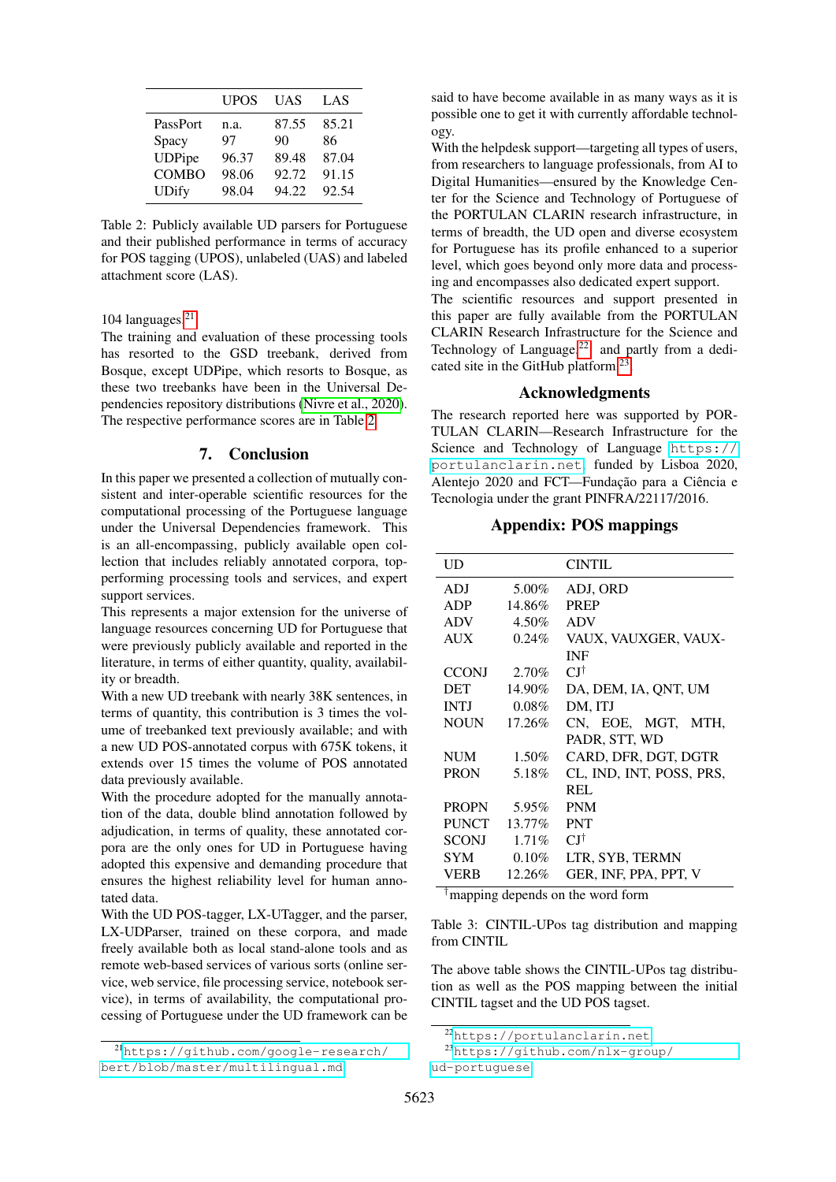| | UPOS | UAS | LAS |
|---|---|---|---|
| PassPort | n.a. | 87.55 | 85.21 |
| Spacy | 97 | 90 | 86 |
| UDPipe | 96.37 | 89.48 | 87.04 |
| COMBO | 98.06 | 92.72 | 91.15 |
| UDify | 98.04 | 94.22 | 92.54 |

Table 2: Publicly available UD parsers for Portuguese and their published performance in terms of accuracy for POS tagging (UPOS), unlabeled (UAS) and labeled attachment score (LAS).

104 languages.[21]
The training and evaluation of these processing tools has resorted to the GSD treebank, derived from Bosque, except UDPipe, which resorts to Bosque, as these two treebanks have been in the Universal Dependencies repository distributions (Nivre et al., 2020). The respective performance scores are in Table 2.

## 7. Conclusion

In this paper we presented a collection of mutually consistent and inter-operable scientific resources for the computational processing of the Portuguese language under the Universal Dependencies framework. This is an all-encompassing, publicly available open collection that includes reliably annotated corpora, top-performing processing tools and services, and expert support services.
This represents a major extension for the universe of language resources concerning UD for Portuguese that were previously publicly available and reported in the literature, in terms of either quantity, quality, availability or breadth.
With a new UD treebank with nearly 38K sentences, in terms of quantity, this contribution is 3 times the volume of treebanked text previously available; and with a new UD POS-annotated corpus with 675K tokens, it extends over 15 times the volume of POS annotated data previously available.
With the procedure adopted for the manually annotation of the data, double blind annotation followed by adjudication, in terms of quality, these annotated corpora are the only ones for UD in Portuguese having adopted this expensive and demanding procedure that ensures the highest reliability level for human annotated data.
With the UD POS-tagger, LX-UTagger, and the parser, LX-UDParser, trained on these corpora, and made freely available both as local stand-alone tools and as remote web-based services of various sorts (online service, web service, file processing service, notebook service), in terms of availability, the computational processing of Portuguese under the UD framework can be said to have become available in as many ways as it is possible one to get it with currently affordable technology.
With the helpdesk support—targeting all types of users, from researchers to language professionals, from AI to Digital Humanities—ensured by the Knowledge Center for the Science and Technology of Portuguese of the PORTULAN CLARIN research infrastructure, in terms of breadth, the UD open and diverse ecosystem for Portuguese has its profile enhanced to a superior level, which goes beyond only more data and processing and encompasses also dedicated expert support.
The scientific resources and support presented in this paper are fully available from the PORTULAN CLARIN Research Infrastructure for the Science and Technology of Language,[22] and partly from a dedicated site in the GitHub platform.[23]

## Acknowledgments

The research reported here was supported by PORTULAN CLARIN—Research Infrastructure for the Science and Technology of Language https://portulanclarin.net, funded by Lisboa 2020, Alentejo 2020 and FCT—Fundação para a Ciência e Tecnologia under the grant PINFRA/22117/2016.

## Appendix: POS mappings

| UD | | CINTIL |
|---|---|---|
| ADJ | 5.00% | ADJ, ORD |
| ADP | 14.86% | PREP |
| ADV | 4.50% | ADV |
| AUX | 0.24% | VAUX, VAUXGER, VAUXINF |
| CCONJ | 2.70% | CJ† |
| DET | 14.90% | DA, DEM, IA, QNT, UM |
| INTJ | 0.08% | DM, ITJ |
| NOUN | 17.26% | CN, EOE, MGT, MTH, PADR, STT, WD |
| NUM | 1.50% | CARD, DFR, DGT, DGTR |
| PRON | 5.18% | CL, IND, INT, POSS, PRS, REL |
| PROPN | 5.95% | PNM |
| PUNCT | 13.77% | PNT |
| SCONJ | 1.71% | CJ† |
| SYM | 0.10% | LTR, SYB, TERMN |
| VERB | 12.26% | GER, INF, PPA, PPT, V |

†mapping depends on the word form

Table 3: CINTIL-UPos tag distribution and mapping from CINTIL

The above table shows the CINTIL-UPos tag distribution as well as the POS mapping between the initial CINTIL tagset and the UD POS tagset.

[21] https://github.com/google-research/bert/blob/master/multilingual.md

[22] https://portulanclarin.net

[23] https://github.com/nlx-group/ud-portuguese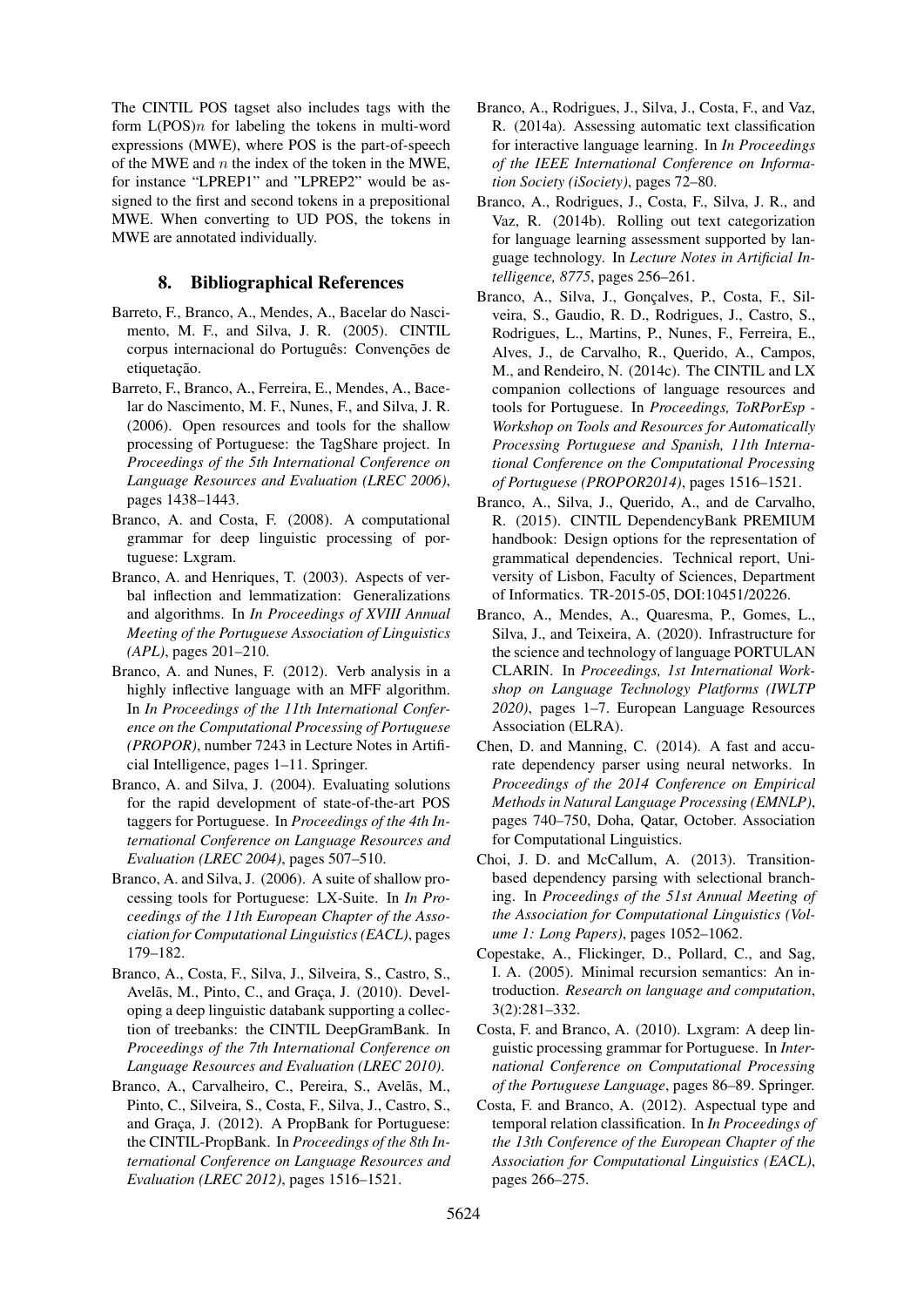The CINTIL POS tagset also includes tags with the form L(POS)$n$ for labeling the tokens in multi-word expressions (MWE), where POS is the part-of-speech of the MWE and $n$ the index of the token in the MWE, for instance "LPREP1" and "LPREP2" would be assigned to the first and second tokens in a prepositional MWE. When converting to UD POS, the tokens in MWE are annotated individually.

## 8. Bibliographical References

Barreto, F., Branco, A., Mendes, A., Bacelar do Nascimento, M. F., and Silva, J. R. (2005). CINTIL corpus internacional do Português: Convenções de etiquetação.

Barreto, F., Branco, A., Ferreira, E., Mendes, A., Bacelar do Nascimento, M. F., Nunes, F., and Silva, J. R. (2006). Open resources and tools for the shallow processing of Portuguese: the TagShare project. In *Proceedings of the 5th International Conference on Language Resources and Evaluation (LREC 2006)*, pages 1438–1443.

Branco, A. and Costa, F. (2008). A computational grammar for deep linguistic processing of portuguese: Lxgram.

Branco, A. and Henriques, T. (2003). Aspects of verbal inflection and lemmatization: Generalizations and algorithms. In *In Proceedings of XVIII Annual Meeting of the Portuguese Association of Linguistics (APL)*, pages 201–210.

Branco, A. and Nunes, F. (2012). Verb analysis in a highly inflective language with an MFF algorithm. In *In Proceedings of the 11th International Conference on the Computational Processing of Portuguese (PROPOR)*, number 7243 in Lecture Notes in Artificial Intelligence, pages 1–11. Springer.

Branco, A. and Silva, J. (2004). Evaluating solutions for the rapid development of state-of-the-art POS taggers for Portuguese. In *Proceedings of the 4th International Conference on Language Resources and Evaluation (LREC 2004)*, pages 507–510.

Branco, A. and Silva, J. (2006). A suite of shallow processing tools for Portuguese: LX-Suite. In *In Proceedings of the 11th European Chapter of the Association for Computational Linguistics (EACL)*, pages 179–182.

Branco, A., Costa, F., Silva, J., Silveira, S., Castro, S., Avelãs, M., Pinto, C., and Graça, J. (2010). Developing a deep linguistic databank supporting a collection of treebanks: the CINTIL DeepGramBank. In *Proceedings of the 7th International Conference on Language Resources and Evaluation (LREC 2010)*.

Branco, A., Carvalheiro, C., Pereira, S., Avelãs, M., Pinto, C., Silveira, S., Costa, F., Silva, J., Castro, S., and Graça, J. (2012). A PropBank for Portuguese: the CINTIL-PropBank. In *Proceedings of the 8th International Conference on Language Resources and Evaluation (LREC 2012)*, pages 1516–1521.

Branco, A., Rodrigues, J., Silva, J., Costa, F., and Vaz, R. (2014a). Assessing automatic text classification for interactive language learning. In *In Proceedings of the IEEE International Conference on Information Society (iSociety)*, pages 72–80.

Branco, A., Rodrigues, J., Costa, F., Silva, J. R., and Vaz, R. (2014b). Rolling out text categorization for language learning assessment supported by language technology. In *Lecture Notes in Artificial Intelligence, 8775*, pages 256–261.

Branco, A., Silva, J., Gonçalves, P., Costa, F., Silveira, S., Gaudio, R. D., Rodrigues, J., Castro, S., Rodrigues, L., Martins, P., Nunes, F., Ferreira, E., Alves, J., de Carvalho, R., Querido, A., Campos, M., and Rendeiro, N. (2014c). The CINTIL and LX companion collections of language resources and tools for Portuguese. In *Proceedings, ToRPorEsp - Workshop on Tools and Resources for Automatically Processing Portuguese and Spanish, 11th International Conference on the Computational Processing of Portuguese (PROPOR2014)*, pages 1516–1521.

Branco, A., Silva, J., Querido, A., and de Carvalho, R. (2015). CINTIL DependencyBank PREMIUM handbook: Design options for the representation of grammatical dependencies. Technical report, University of Lisbon, Faculty of Sciences, Department of Informatics. TR-2015-05, DOI:10451/20226.

Branco, A., Mendes, A., Quaresma, P., Gomes, L., Silva, J., and Teixeira, A. (2020). Infrastructure for the science and technology of language PORTULAN CLARIN. In *Proceedings, 1st International Workshop on Language Technology Platforms (IWLTP 2020)*, pages 1–7. European Language Resources Association (ELRA).

Chen, D. and Manning, C. (2014). A fast and accurate dependency parser using neural networks. In *Proceedings of the 2014 Conference on Empirical Methods in Natural Language Processing (EMNLP)*, pages 740–750, Doha, Qatar, October. Association for Computational Linguistics.

Choi, J. D. and McCallum, A. (2013). Transition-based dependency parsing with selectional branching. In *Proceedings of the 51st Annual Meeting of the Association for Computational Linguistics (Volume 1: Long Papers)*, pages 1052–1062.

Copestake, A., Flickinger, D., Pollard, C., and Sag, I. A. (2005). Minimal recursion semantics: An introduction. *Research on language and computation*, 3(2):281–332.

Costa, F. and Branco, A. (2010). Lxgram: A deep linguistic processing grammar for Portuguese. In *International Conference on Computational Processing of the Portuguese Language*, pages 86–89. Springer.

Costa, F. and Branco, A. (2012). Aspectual type and temporal relation classification. In *In Proceedings of the 13th Conference of the European Chapter of the Association for Computational Linguistics (EACL)*, pages 266–275.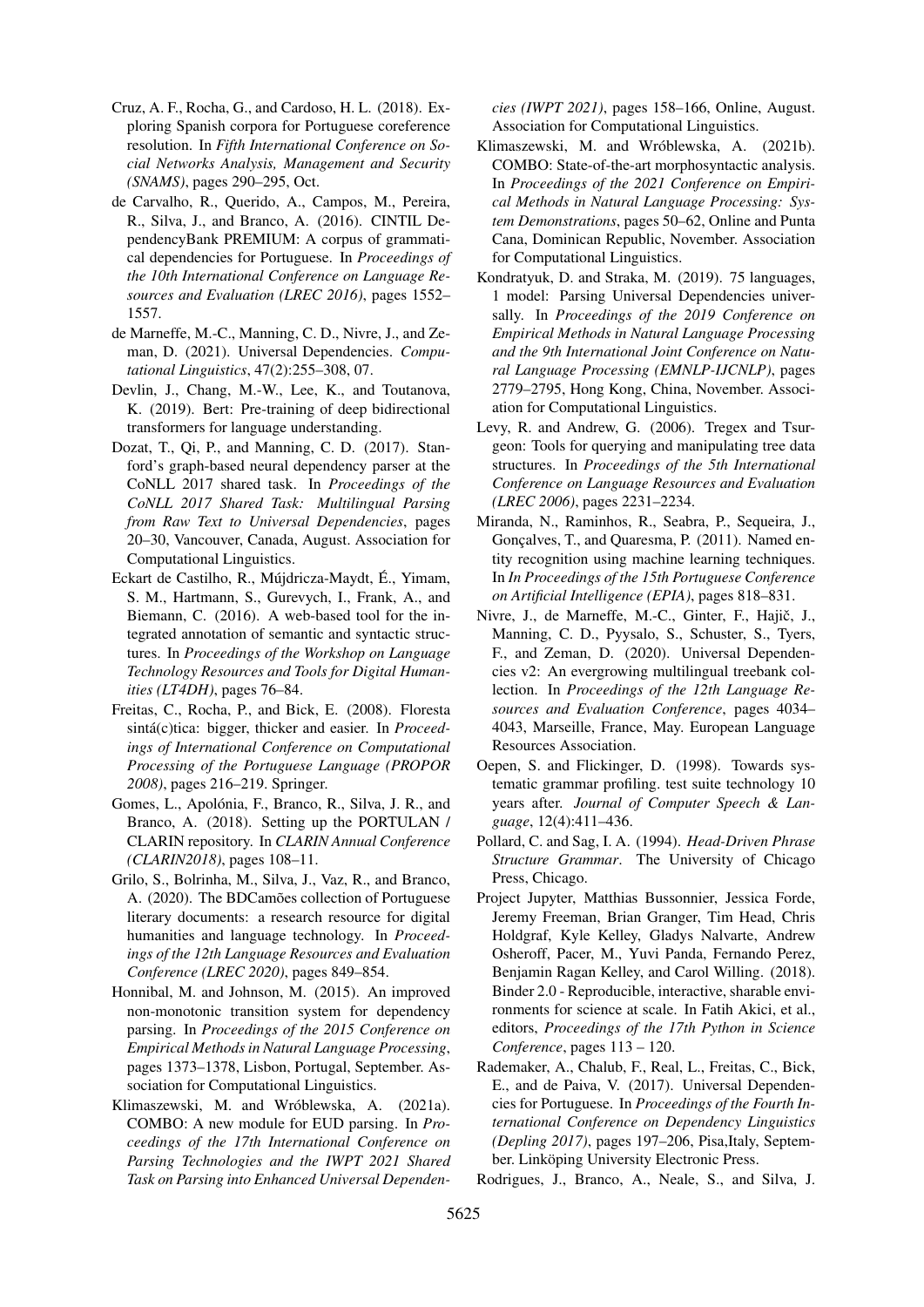Cruz, A. F., Rocha, G., and Cardoso, H. L. (2018). Exploring Spanish corpora for Portuguese coreference resolution. In *Fifth International Conference on Social Networks Analysis, Management and Security (SNAMS)*, pages 290–295, Oct.

de Carvalho, R., Querido, A., Campos, M., Pereira, R., Silva, J., and Branco, A. (2016). CINTIL DependencyBank PREMIUM: A corpus of grammatical dependencies for Portuguese. In *Proceedings of the 10th International Conference on Language Resources and Evaluation (LREC 2016)*, pages 1552–1557.

de Marneffe, M.-C., Manning, C. D., Nivre, J., and Zeman, D. (2021). Universal Dependencies. *Computational Linguistics*, 47(2):255–308, 07.

Devlin, J., Chang, M.-W., Lee, K., and Toutanova, K. (2019). Bert: Pre-training of deep bidirectional transformers for language understanding.

Dozat, T., Qi, P., and Manning, C. D. (2017). Stanford's graph-based neural dependency parser at the CoNLL 2017 shared task. In *Proceedings of the CoNLL 2017 Shared Task: Multilingual Parsing from Raw Text to Universal Dependencies*, pages 20–30, Vancouver, Canada, August. Association for Computational Linguistics.

Eckart de Castilho, R., Mújdricza-Maydt, É., Yimam, S. M., Hartmann, S., Gurevych, I., Frank, A., and Biemann, C. (2016). A web-based tool for the integrated annotation of semantic and syntactic structures. In *Proceedings of the Workshop on Language Technology Resources and Tools for Digital Humanities (LT4DH)*, pages 76–84.

Freitas, C., Rocha, P., and Bick, E. (2008). Floresta sintá(c)tica: bigger, thicker and easier. In *Proceedings of International Conference on Computational Processing of the Portuguese Language (PROPOR 2008)*, pages 216–219. Springer.

Gomes, L., Apolónia, F., Branco, R., Silva, J. R., and Branco, A. (2018). Setting up the PORTULAN / CLARIN repository. In *CLARIN Annual Conference (CLARIN2018)*, pages 108–11.

Grilo, S., Bolrinha, M., Silva, J., Vaz, R., and Branco, A. (2020). The BDCamões collection of Portuguese literary documents: a research resource for digital humanities and language technology. In *Proceedings of the 12th Language Resources and Evaluation Conference (LREC 2020)*, pages 849–854.

Honnibal, M. and Johnson, M. (2015). An improved non-monotonic transition system for dependency parsing. In *Proceedings of the 2015 Conference on Empirical Methods in Natural Language Processing*, pages 1373–1378, Lisbon, Portugal, September. Association for Computational Linguistics.

Klimaszewski, M. and Wróblewska, A. (2021a). COMBO: A new module for EUD parsing. In *Proceedings of the 17th International Conference on Parsing Technologies and the IWPT 2021 Shared Task on Parsing into Enhanced Universal Dependencies (IWPT 2021)*, pages 158–166, Online, August. Association for Computational Linguistics.

Klimaszewski, M. and Wróblewska, A. (2021b). COMBO: State-of-the-art morphosyntactic analysis. In *Proceedings of the 2021 Conference on Empirical Methods in Natural Language Processing: System Demonstrations*, pages 50–62, Online and Punta Cana, Dominican Republic, November. Association for Computational Linguistics.

Kondratyuk, D. and Straka, M. (2019). 75 languages, 1 model: Parsing Universal Dependencies universally. In *Proceedings of the 2019 Conference on Empirical Methods in Natural Language Processing and the 9th International Joint Conference on Natural Language Processing (EMNLP-IJCNLP)*, pages 2779–2795, Hong Kong, China, November. Association for Computational Linguistics.

Levy, R. and Andrew, G. (2006). Tregex and Tsurgeon: Tools for querying and manipulating tree data structures. In *Proceedings of the 5th International Conference on Language Resources and Evaluation (LREC 2006)*, pages 2231–2234.

Miranda, N., Raminhos, R., Seabra, P., Sequeira, J., Gonçalves, T., and Quaresma, P. (2011). Named entity recognition using machine learning techniques. In *In Proceedings of the 15th Portuguese Conference on Artificial Intelligence (EPIA)*, pages 818–831.

Nivre, J., de Marneffe, M.-C., Ginter, F., Hajič, J., Manning, C. D., Pyysalo, S., Schuster, S., Tyers, F., and Zeman, D. (2020). Universal Dependencies v2: An evergrowing multilingual treebank collection. In *Proceedings of the 12th Language Resources and Evaluation Conference*, pages 4034–4043, Marseille, France, May. European Language Resources Association.

Oepen, S. and Flickinger, D. (1998). Towards systematic grammar profiling. test suite technology 10 years after. *Journal of Computer Speech & Language*, 12(4):411–436.

Pollard, C. and Sag, I. A. (1994). *Head-Driven Phrase Structure Grammar*. The University of Chicago Press, Chicago.

Project Jupyter, Matthias Bussonnier, Jessica Forde, Jeremy Freeman, Brian Granger, Tim Head, Chris Holdgraf, Kyle Kelley, Gladys Nalvarte, Andrew Osheroff, Pacer, M., Yuvi Panda, Fernando Perez, Benjamin Ragan Kelley, and Carol Willing. (2018). Binder 2.0 - Reproducible, interactive, sharable environments for science at scale. In Fatih Akici, et al., editors, *Proceedings of the 17th Python in Science Conference*, pages 113 – 120.

Rademaker, A., Chalub, F., Real, L., Freitas, C., Bick, E., and de Paiva, V. (2017). Universal Dependencies for Portuguese. In *Proceedings of the Fourth International Conference on Dependency Linguistics (Depling 2017)*, pages 197–206, Pisa,Italy, September. Linköping University Electronic Press.

Rodrigues, J., Branco, A., Neale, S., and Silva, J.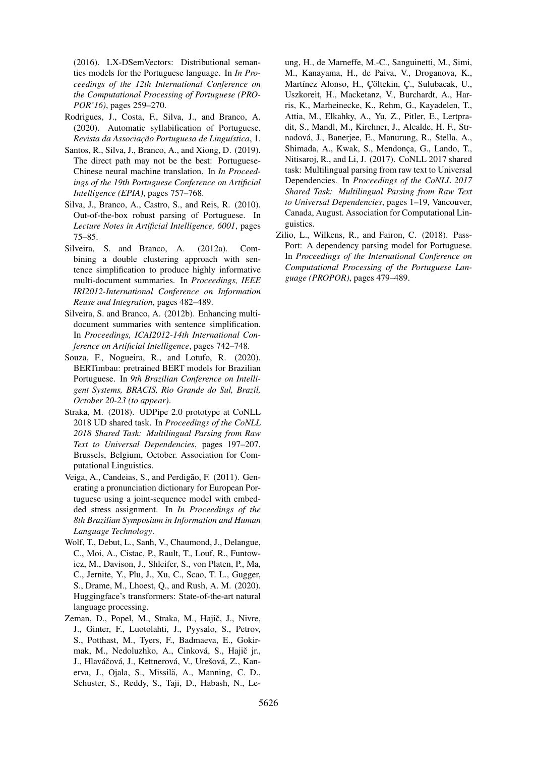(2016). LX-DSemVectors: Distributional semantics models for the Portuguese language. In *In Proceedings of the 12th International Conference on the Computational Processing of Portuguese (PROPOR'16)*, pages 259–270.

Rodrigues, J., Costa, F., Silva, J., and Branco, A. (2020). Automatic syllabification of Portuguese. *Revista da Associação Portuguesa de Linguística*, 1.

Santos, R., Silva, J., Branco, A., and Xiong, D. (2019). The direct path may not be the best: Portuguese-Chinese neural machine translation. In *In Proceedings of the 19th Portuguese Conference on Artificial Intelligence (EPIA)*, pages 757–768.

Silva, J., Branco, A., Castro, S., and Reis, R. (2010). Out-of-the-box robust parsing of Portuguese. In *Lecture Notes in Artificial Intelligence, 6001*, pages 75–85.

Silveira, S. and Branco, A. (2012a). Combining a double clustering approach with sentence simplification to produce highly informative multi-document summaries. In *Proceedings, IEEE IRI2012-International Conference on Information Reuse and Integration*, pages 482–489.

Silveira, S. and Branco, A. (2012b). Enhancing multi-document summaries with sentence simplification. In *Proceedings, ICAI2012-14th International Conference on Artificial Intelligence*, pages 742–748.

Souza, F., Nogueira, R., and Lotufo, R. (2020). BERTimbau: pretrained BERT models for Brazilian Portuguese. In *9th Brazilian Conference on Intelligent Systems, BRACIS, Rio Grande do Sul, Brazil, October 20-23 (to appear)*.

Straka, M. (2018). UDPipe 2.0 prototype at CoNLL 2018 UD shared task. In *Proceedings of the CoNLL 2018 Shared Task: Multilingual Parsing from Raw Text to Universal Dependencies*, pages 197–207, Brussels, Belgium, October. Association for Computational Linguistics.

Veiga, A., Candeias, S., and Perdigão, F. (2011). Generating a pronunciation dictionary for European Portuguese using a joint-sequence model with embedded stress assignment. In *In Proceedings of the 8th Brazilian Symposium in Information and Human Language Technology*.

Wolf, T., Debut, L., Sanh, V., Chaumond, J., Delangue, C., Moi, A., Cistac, P., Rault, T., Louf, R., Funtowicz, M., Davison, J., Shleifer, S., von Platen, P., Ma, C., Jernite, Y., Plu, J., Xu, C., Scao, T. L., Gugger, S., Drame, M., Lhoest, Q., and Rush, A. M. (2020). Huggingface's transformers: State-of-the-art natural language processing.

Zeman, D., Popel, M., Straka, M., Hajič, J., Nivre, J., Ginter, F., Luotolahti, J., Pyysalo, S., Petrov, S., Potthast, M., Tyers, F., Badmaeva, E., Gokirmak, M., Nedoluzhko, A., Cinková, S., Hajič jr., J., Hlaváčová, J., Kettnerová, V., Urešová, Z., Kanerva, J., Ojala, S., Missilä, A., Manning, C. D., Schuster, S., Reddy, S., Taji, D., Habash, N., Leung, H., de Marneffe, M.-C., Sanguinetti, M., Simi, M., Kanayama, H., de Paiva, V., Droganova, K., Martínez Alonso, H., Çöltekin, Ç., Sulubacak, U., Uszkoreit, H., Macketanz, V., Burchardt, A., Harris, K., Marheinecke, K., Rehm, G., Kayadelen, T., Attia, M., Elkahky, A., Yu, Z., Pitler, E., Lertpradit, S., Mandl, M., Kirchner, J., Alcalde, H. F., Strnadová, J., Banerjee, E., Manurung, R., Stella, A., Shimada, A., Kwak, S., Mendonça, G., Lando, T., Nitisaroj, R., and Li, J. (2017). CoNLL 2017 shared task: Multilingual parsing from raw text to Universal Dependencies. In *Proceedings of the CoNLL 2017 Shared Task: Multilingual Parsing from Raw Text to Universal Dependencies*, pages 1–19, Vancouver, Canada, August. Association for Computational Linguistics.

Zilio, L., Wilkens, R., and Fairon, C. (2018). PassPort: A dependency parsing model for Portuguese. In *Proceedings of the International Conference on Computational Processing of the Portuguese Language (PROPOR)*, pages 479–489.